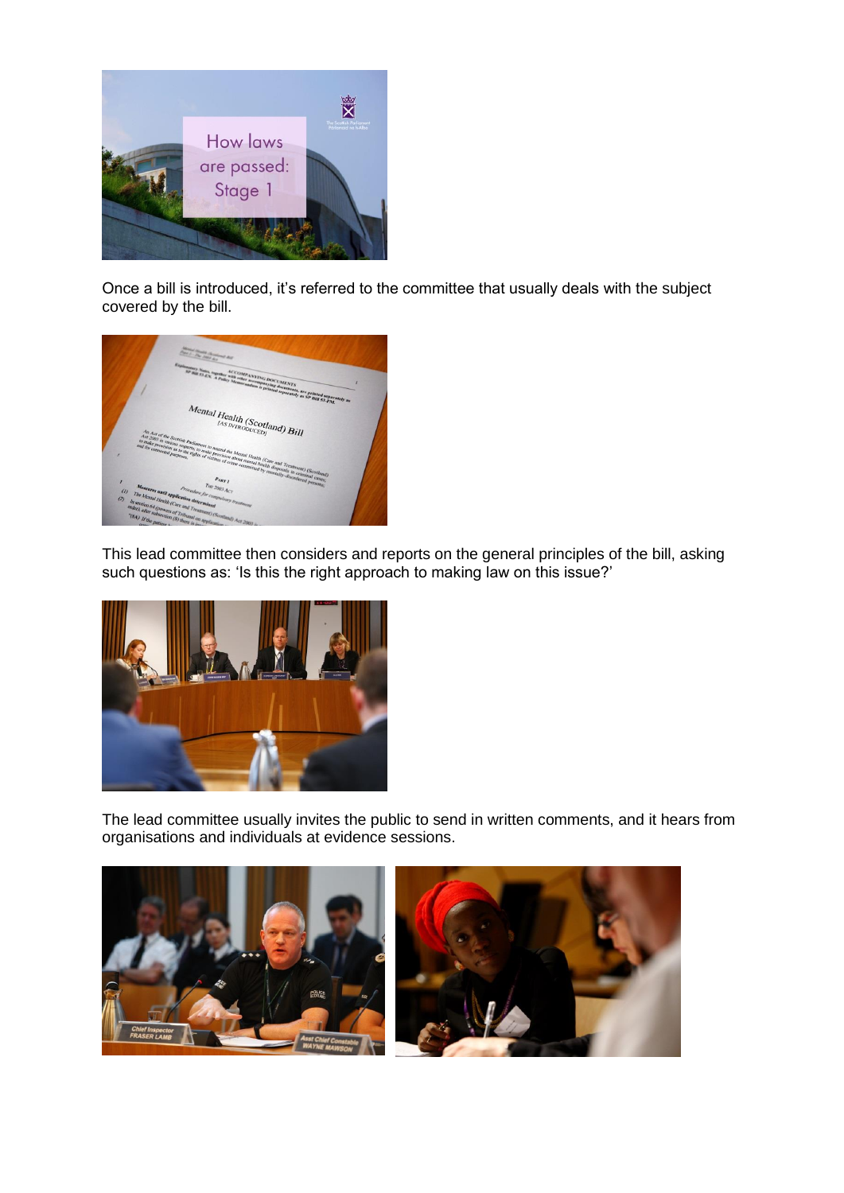Once a bill is introduced, it's referred to the committee that usually deals with the subject covered by the bill.

This lead committee then considers and reports on the general principles of the bill, asking such questions as: 'Is this the right approach to making law on this issue?'

The lead committee usually invites the public to send in written comments, and it hears from organisations and individuals at evidence sessions.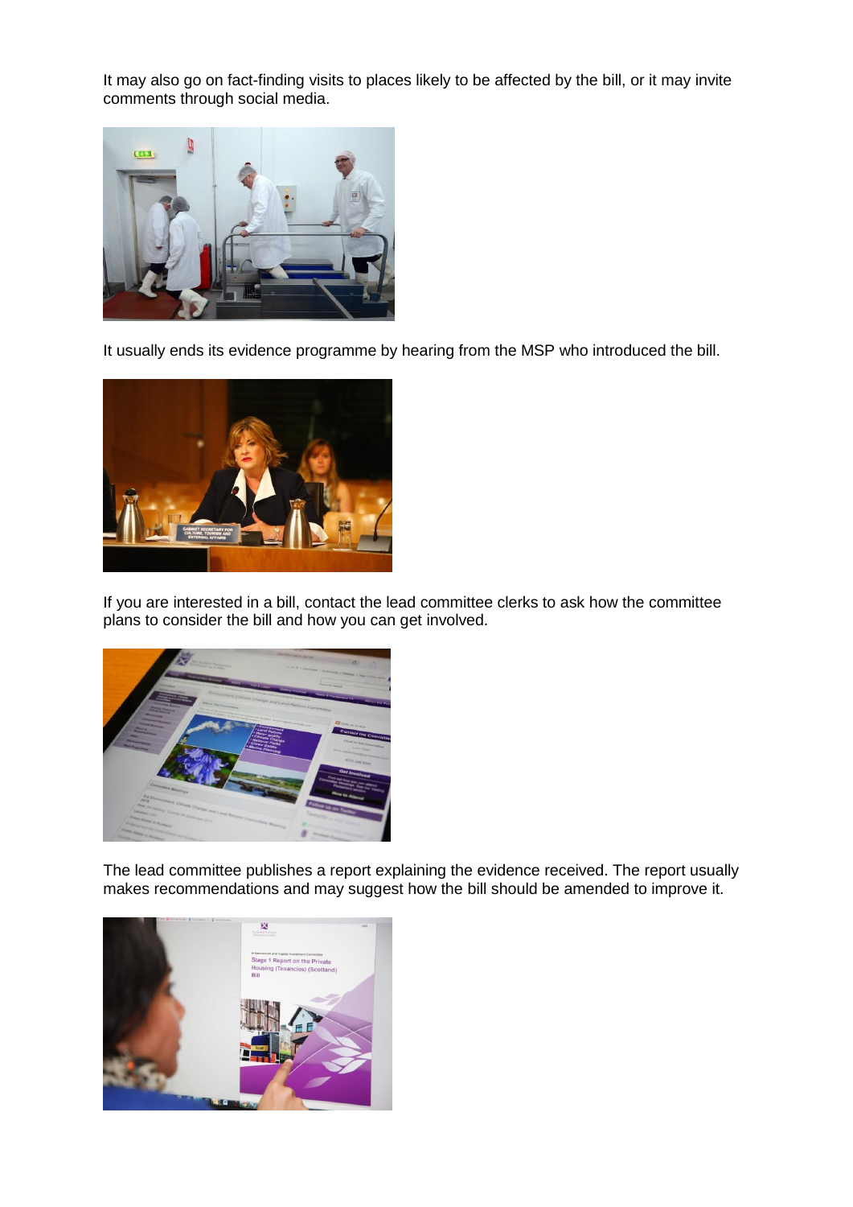It may also go on fact-finding visits to places likely to be affected by the bill, or it may invite comments through social media.

It usually ends its evidence programme by hearing from the MSP who introduced the bill.

If you are interested in a bill, contact the lead committee clerks to ask how the committee plans to consider the bill and how you can get involved.

The lead committee publishes a report explaining the evidence received. The report usually makes recommendations and may suggest how the bill should be amended to improve it.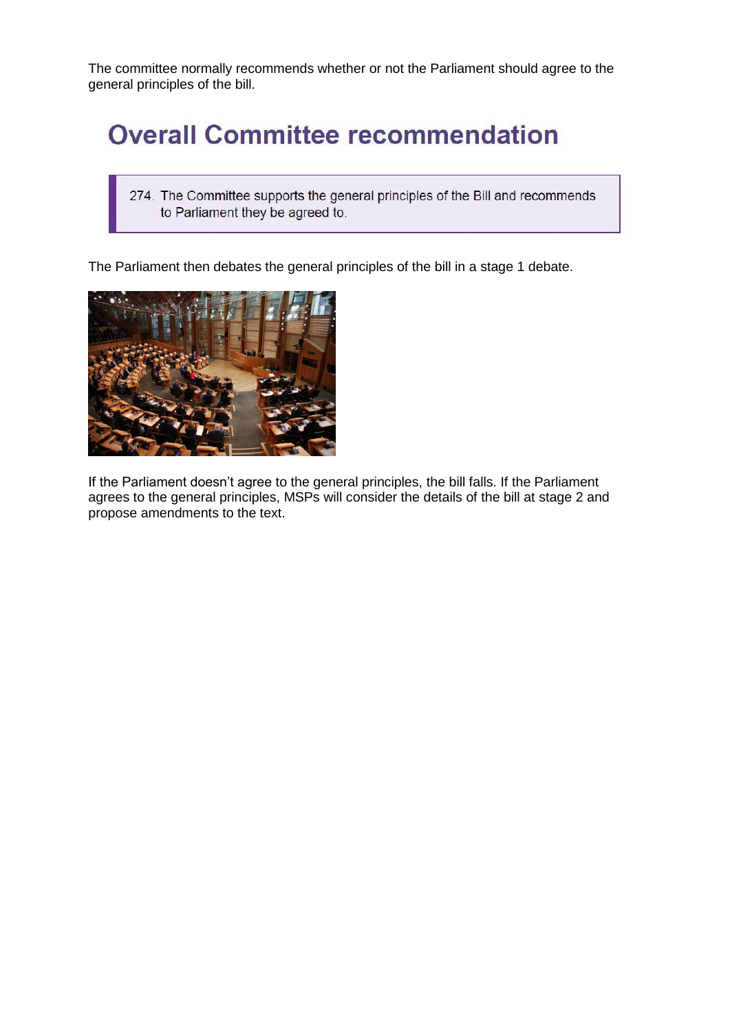The committee normally recommends whether or not the Parliament should agree to the general principles of the bill.

## Overall Committee recommendation

> 274. The Committee supports the general principles of the Bill and recommends to Parliament they be agreed to.

The Parliament then debates the general principles of the bill in a stage 1 debate.

If the Parliament doesn't agree to the general principles, the bill falls. If the Parliament agrees to the general principles, MSPs will consider the details of the bill at stage 2 and propose amendments to the text.